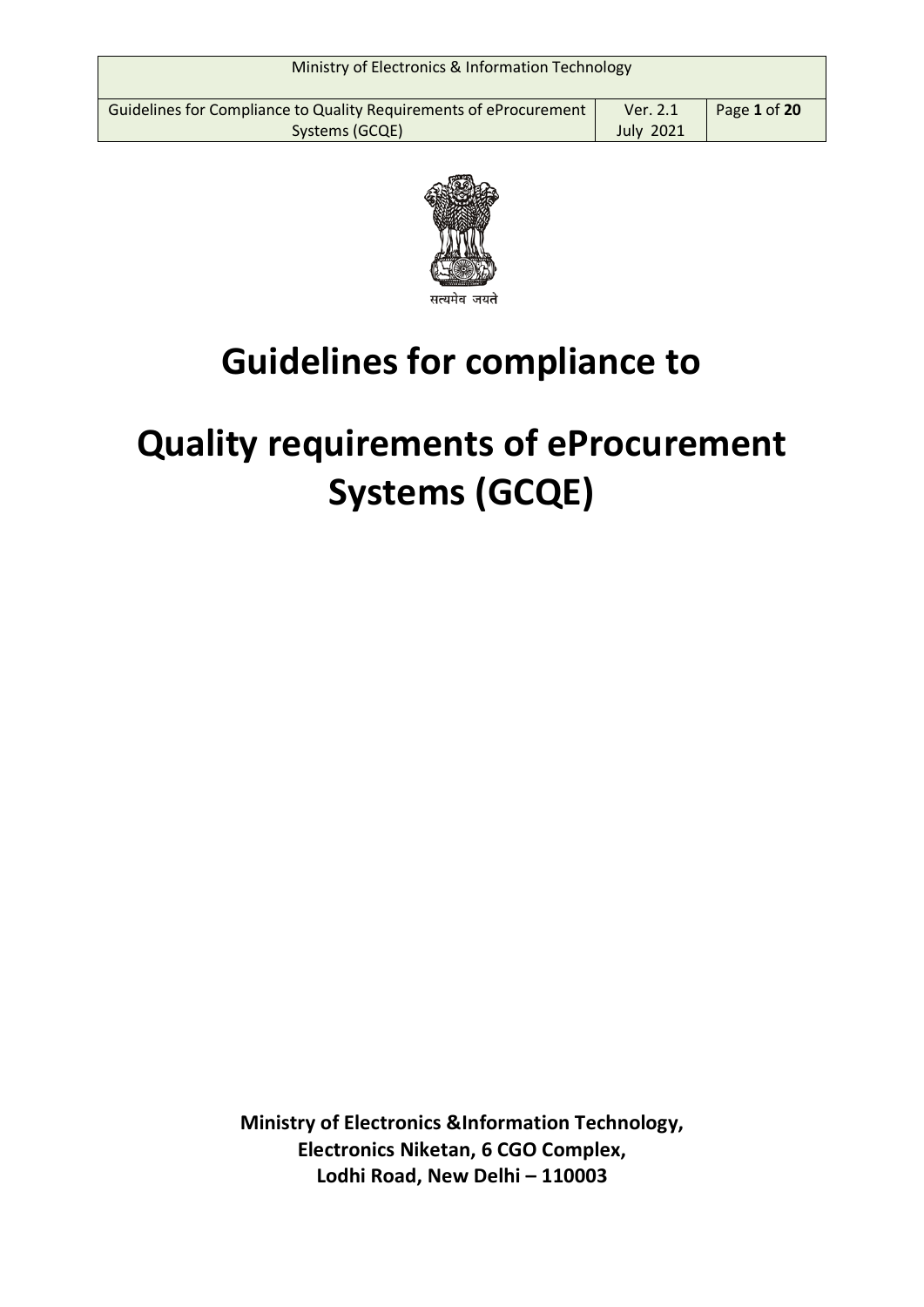सत्यमेव जयते

# Guidelines for compliance to

# Quality requirements of eProcurement Systems (GCQE)

**Ministry of Electronics &Information Technology,**
**Electronics Niketan, 6 CGO Complex,**
**Lodhi Road, New Delhi – 110003**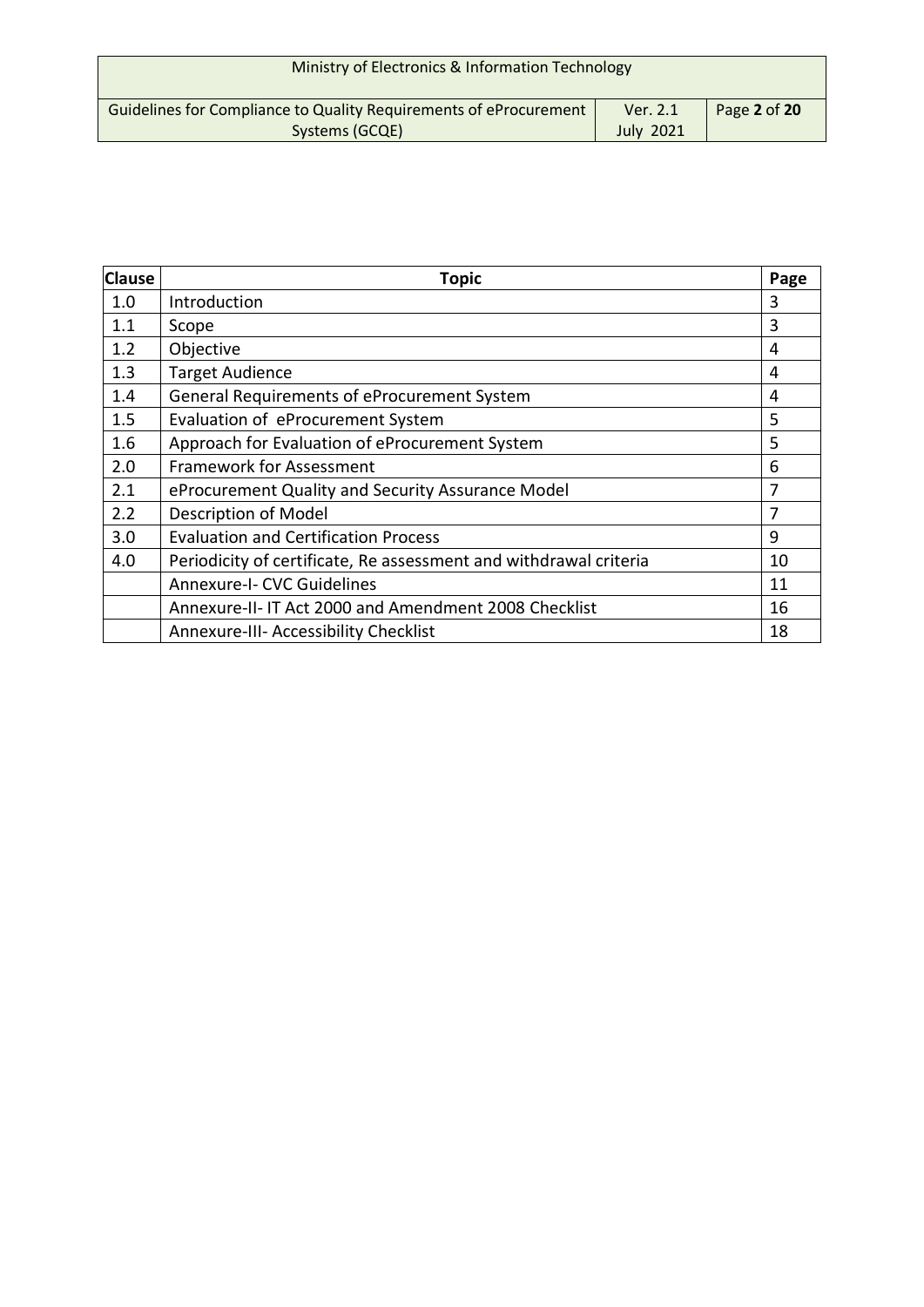| Clause | Topic | Page |
|---|---|---|
| 1.0 | Introduction | 3 |
| 1.1 | Scope | 3 |
| 1.2 | Objective | 4 |
| 1.3 | Target Audience | 4 |
| 1.4 | General Requirements of eProcurement System | 4 |
| 1.5 | Evaluation of eProcurement System | 5 |
| 1.6 | Approach for Evaluation of eProcurement System | 5 |
| 2.0 | Framework for Assessment | 6 |
| 2.1 | eProcurement Quality and Security Assurance Model | 7 |
| 2.2 | Description of Model | 7 |
| 3.0 | Evaluation and Certification Process | 9 |
| 4.0 | Periodicity of certificate, Re assessment and withdrawal criteria | 10 |
| | Annexure-I- CVC Guidelines | 11 |
| | Annexure-II- IT Act 2000 and Amendment 2008 Checklist | 16 |
| | Annexure-III- Accessibility Checklist | 18 |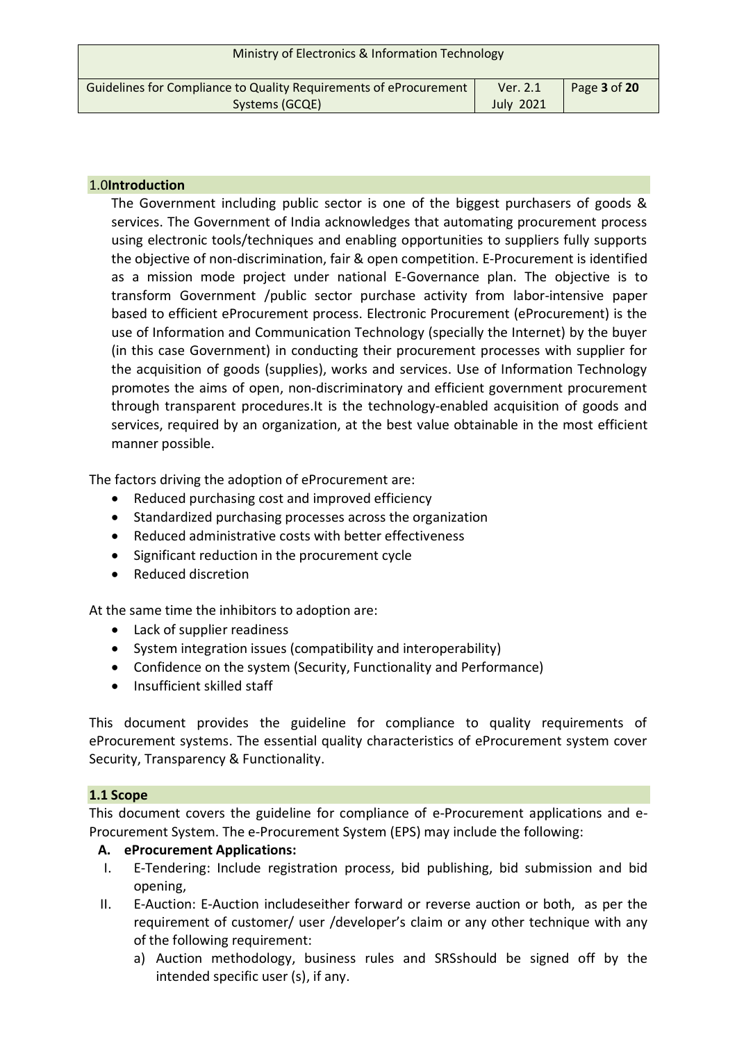## 1.0Introduction

The Government including public sector is one of the biggest purchasers of goods & services. The Government of India acknowledges that automating procurement process using electronic tools/techniques and enabling opportunities to suppliers fully supports the objective of non-discrimination, fair & open competition. E-Procurement is identified as a mission mode project under national E-Governance plan. The objective is to transform Government /public sector purchase activity from labor-intensive paper based to efficient eProcurement process. Electronic Procurement (eProcurement) is the use of Information and Communication Technology (specially the Internet) by the buyer (in this case Government) in conducting their procurement processes with supplier for the acquisition of goods (supplies), works and services. Use of Information Technology promotes the aims of open, non-discriminatory and efficient government procurement through transparent procedures.It is the technology-enabled acquisition of goods and services, required by an organization, at the best value obtainable in the most efficient manner possible.

The factors driving the adoption of eProcurement are:

- Reduced purchasing cost and improved efficiency
- Standardized purchasing processes across the organization
- Reduced administrative costs with better effectiveness
- Significant reduction in the procurement cycle
- Reduced discretion

At the same time the inhibitors to adoption are:

- Lack of supplier readiness
- System integration issues (compatibility and interoperability)
- Confidence on the system (Security, Functionality and Performance)
- Insufficient skilled staff

This document provides the guideline for compliance to quality requirements of eProcurement systems. The essential quality characteristics of eProcurement system cover Security, Transparency & Functionality.

## 1.1 Scope

This document covers the guideline for compliance of e-Procurement applications and e-Procurement System. The e-Procurement System (EPS) may include the following:

**A. eProcurement Applications:**

I. E-Tendering: Include registration process, bid publishing, bid submission and bid opening,

II. E-Auction: E-Auction includeseither forward or reverse auction or both, as per the requirement of customer/ user /developer's claim or any other technique with any of the following requirement:

   a) Auction methodology, business rules and SRSshould be signed off by the intended specific user (s), if any.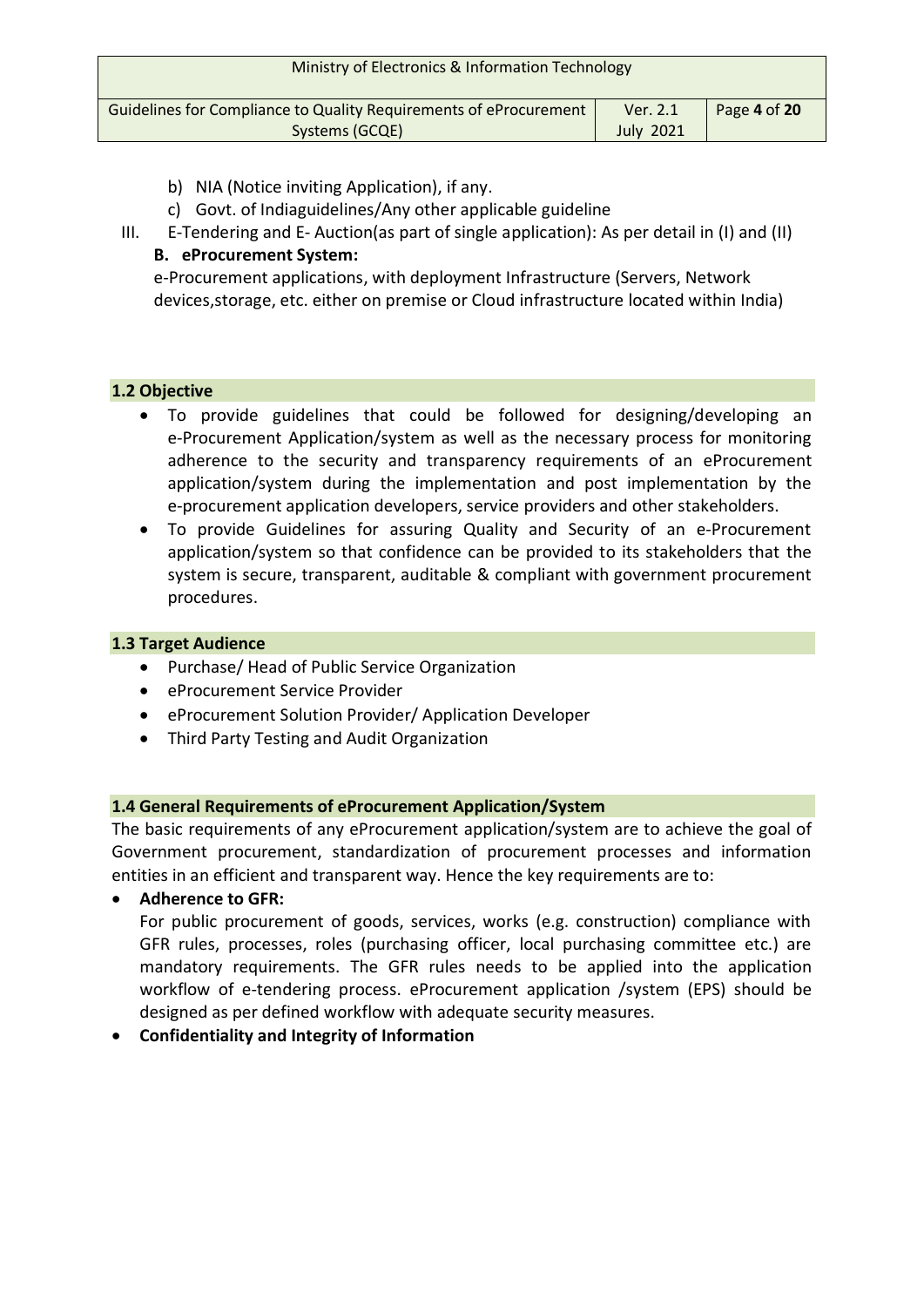b) NIA (Notice inviting Application), if any.

c) Govt. of Indiaguidelines/Any other applicable guideline

III. E-Tendering and E- Auction(as part of single application): As per detail in (I) and (II)

**B. eProcurement System:**

e-Procurement applications, with deployment Infrastructure (Servers, Network devices,storage, etc. either on premise or Cloud infrastructure located within India)

### 1.2 Objective

- To provide guidelines that could be followed for designing/developing an e-Procurement Application/system as well as the necessary process for monitoring adherence to the security and transparency requirements of an eProcurement application/system during the implementation and post implementation by the e-procurement application developers, service providers and other stakeholders.
- To provide Guidelines for assuring Quality and Security of an e-Procurement application/system so that confidence can be provided to its stakeholders that the system is secure, transparent, auditable & compliant with government procurement procedures.

### 1.3 Target Audience

- Purchase/ Head of Public Service Organization
- eProcurement Service Provider
- eProcurement Solution Provider/ Application Developer
- Third Party Testing and Audit Organization

### 1.4 General Requirements of eProcurement Application/System

The basic requirements of any eProcurement application/system are to achieve the goal of Government procurement, standardization of procurement processes and information entities in an efficient and transparent way. Hence the key requirements are to:

- **Adherence to GFR:**
  For public procurement of goods, services, works (e.g. construction) compliance with GFR rules, processes, roles (purchasing officer, local purchasing committee etc.) are mandatory requirements. The GFR rules needs to be applied into the application workflow of e-tendering process. eProcurement application /system (EPS) should be designed as per defined workflow with adequate security measures.
- **Confidentiality and Integrity of Information**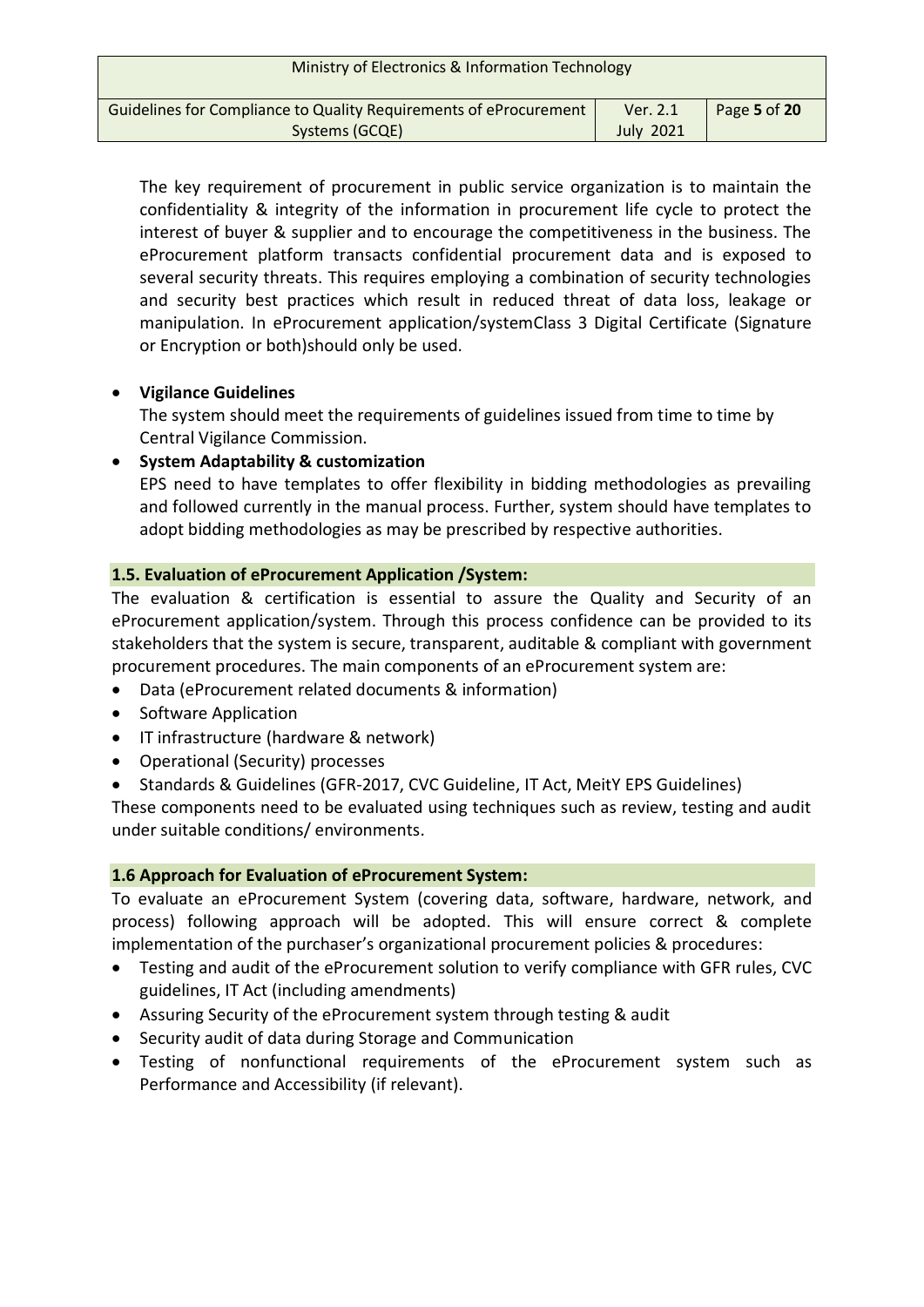The key requirement of procurement in public service organization is to maintain the confidentiality & integrity of the information in procurement life cycle to protect the interest of buyer & supplier and to encourage the competitiveness in the business. The eProcurement platform transacts confidential procurement data and is exposed to several security threats. This requires employing a combination of security technologies and security best practices which result in reduced threat of data loss, leakage or manipulation. In eProcurement application/systemClass 3 Digital Certificate (Signature or Encryption or both)should only be used.

- **Vigilance Guidelines**
  The system should meet the requirements of guidelines issued from time to time by Central Vigilance Commission.
- **System Adaptability & customization**
  EPS need to have templates to offer flexibility in bidding methodologies as prevailing and followed currently in the manual process. Further, system should have templates to adopt bidding methodologies as may be prescribed by respective authorities.

### 1.5. Evaluation of eProcurement Application /System:

The evaluation & certification is essential to assure the Quality and Security of an eProcurement application/system. Through this process confidence can be provided to its stakeholders that the system is secure, transparent, auditable & compliant with government procurement procedures. The main components of an eProcurement system are:

- Data (eProcurement related documents & information)
- Software Application
- IT infrastructure (hardware & network)
- Operational (Security) processes
- Standards & Guidelines (GFR-2017, CVC Guideline, IT Act, MeitY EPS Guidelines)

These components need to be evaluated using techniques such as review, testing and audit under suitable conditions/ environments.

### 1.6 Approach for Evaluation of eProcurement System:

To evaluate an eProcurement System (covering data, software, hardware, network, and process) following approach will be adopted. This will ensure correct & complete implementation of the purchaser's organizational procurement policies & procedures:

- Testing and audit of the eProcurement solution to verify compliance with GFR rules, CVC guidelines, IT Act (including amendments)
- Assuring Security of the eProcurement system through testing & audit
- Security audit of data during Storage and Communication
- Testing of nonfunctional requirements of the eProcurement system such as Performance and Accessibility (if relevant).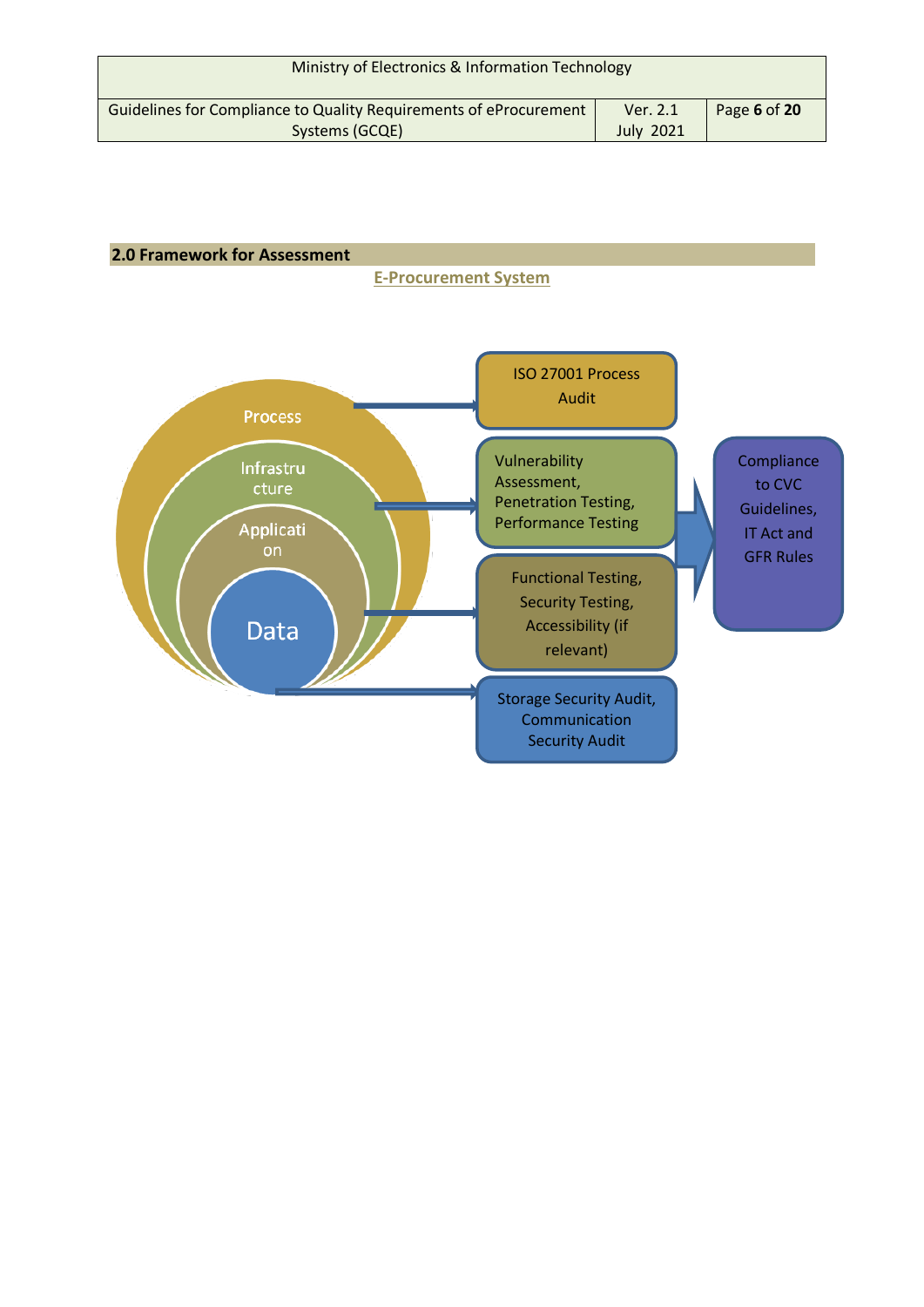## 2.0 Framework for Assessment

**E-Procurement System**

Process → ISO 27001 Process Audit

Infrastructure → Vulnerability Assessment, Penetration Testing, Performance Testing

Application → Functional Testing, Security Testing, Accessibility (if relevant)

Data → Storage Security Audit, Communication Security Audit

Compliance to CVC Guidelines, IT Act and GFR Rules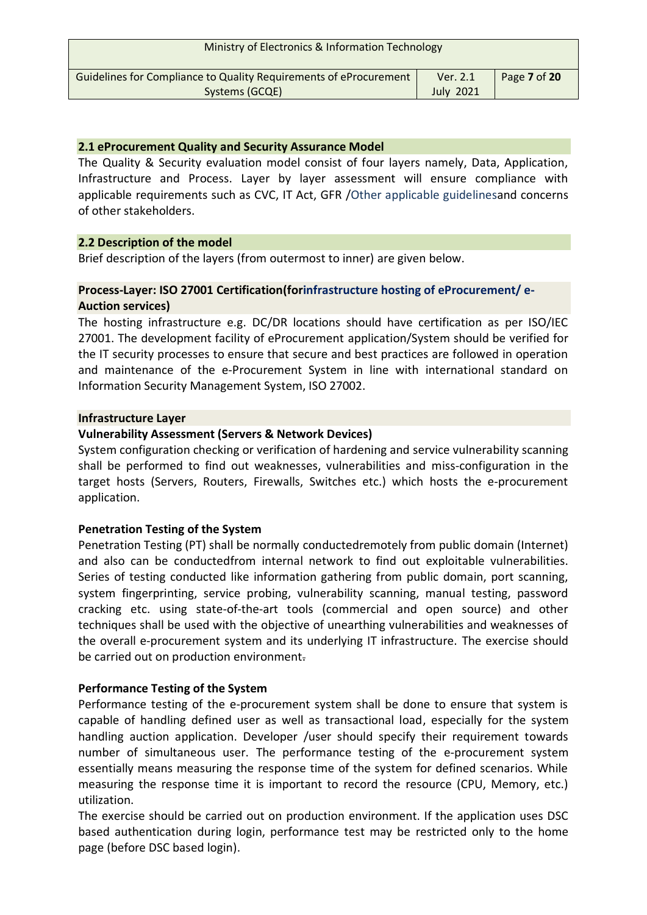## 2.1 eProcurement Quality and Security Assurance Model

The Quality & Security evaluation model consist of four layers namely, Data, Application, Infrastructure and Process. Layer by layer assessment will ensure compliance with applicable requirements such as CVC, IT Act, GFR /Other applicable guidelinesand concerns of other stakeholders.

## 2.2 Description of the model

Brief description of the layers (from outermost to inner) are given below.

### Process-Layer: ISO 27001 Certification(forinfrastructure hosting of eProcurement/ e-Auction services)

The hosting infrastructure e.g. DC/DR locations should have certification as per ISO/IEC 27001. The development facility of eProcurement application/System should be verified for the IT security processes to ensure that secure and best practices are followed in operation and maintenance of the e-Procurement System in line with international standard on Information Security Management System, ISO 27002.

### Infrastructure Layer

**Vulnerability Assessment (Servers & Network Devices)**

System configuration checking or verification of hardening and service vulnerability scanning shall be performed to find out weaknesses, vulnerabilities and miss-configuration in the target hosts (Servers, Routers, Firewalls, Switches etc.) which hosts the e-procurement application.

**Penetration Testing of the System**

Penetration Testing (PT) shall be normally conductedremotely from public domain (Internet) and also can be conductedfrom internal network to find out exploitable vulnerabilities. Series of testing conducted like information gathering from public domain, port scanning, system fingerprinting, service probing, vulnerability scanning, manual testing, password cracking etc. using state-of-the-art tools (commercial and open source) and other techniques shall be used with the objective of unearthing vulnerabilities and weaknesses of the overall e-procurement system and its underlying IT infrastructure. The exercise should be carried out on production environment.

**Performance Testing of the System**

Performance testing of the e-procurement system shall be done to ensure that system is capable of handling defined user as well as transactional load, especially for the system handling auction application. Developer /user should specify their requirement towards number of simultaneous user. The performance testing of the e-procurement system essentially means measuring the response time of the system for defined scenarios. While measuring the response time it is important to record the resource (CPU, Memory, etc.) utilization.

The exercise should be carried out on production environment. If the application uses DSC based authentication during login, performance test may be restricted only to the home page (before DSC based login).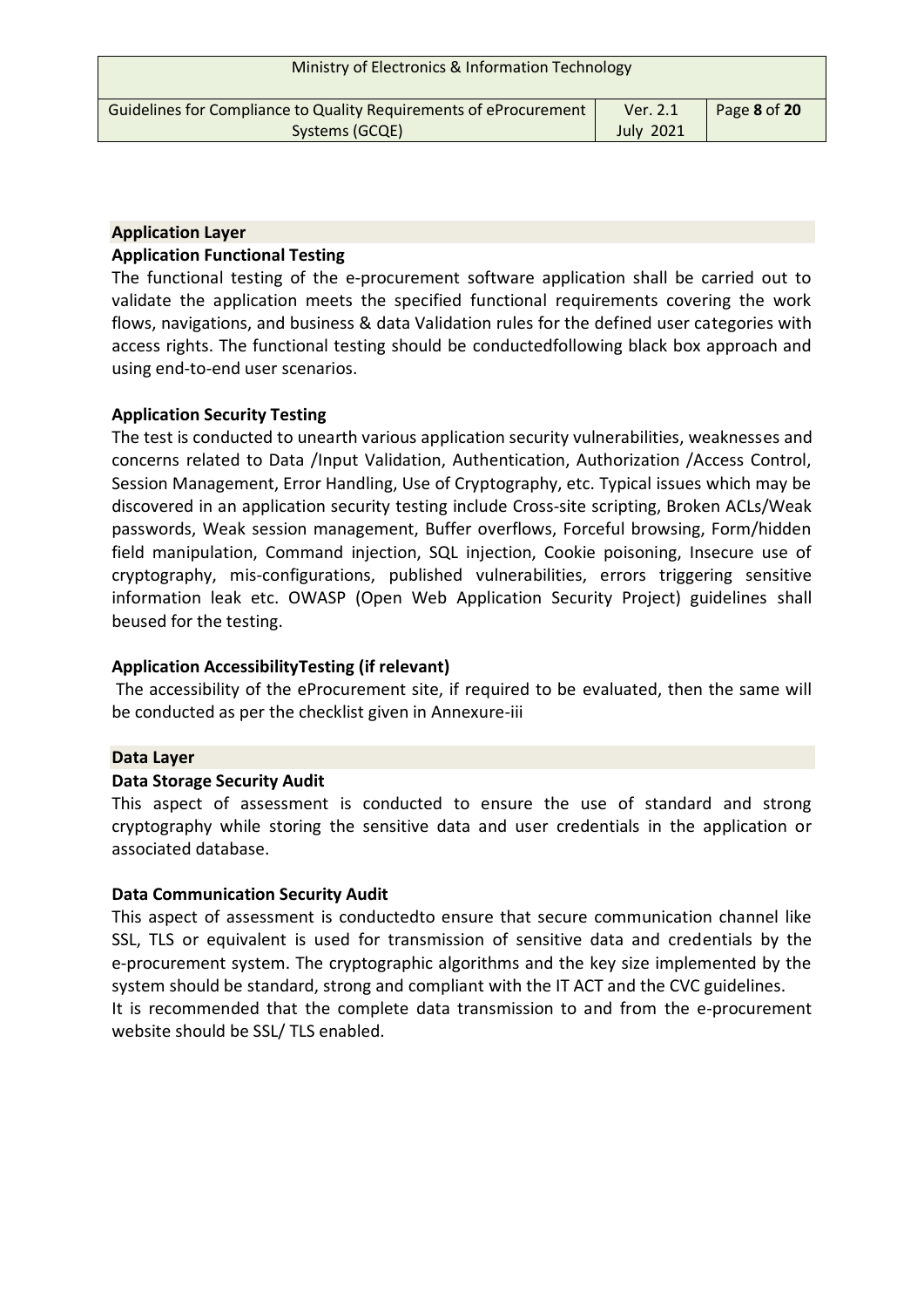## Application Layer

### Application Functional Testing

The functional testing of the e-procurement software application shall be carried out to validate the application meets the specified functional requirements covering the work flows, navigations, and business & data Validation rules for the defined user categories with access rights. The functional testing should be conductedfollowing black box approach and using end-to-end user scenarios.

### Application Security Testing

The test is conducted to unearth various application security vulnerabilities, weaknesses and concerns related to Data /Input Validation, Authentication, Authorization /Access Control, Session Management, Error Handling, Use of Cryptography, etc. Typical issues which may be discovered in an application security testing include Cross-site scripting, Broken ACLs/Weak passwords, Weak session management, Buffer overflows, Forceful browsing, Form/hidden field manipulation, Command injection, SQL injection, Cookie poisoning, Insecure use of cryptography, mis-configurations, published vulnerabilities, errors triggering sensitive information leak etc. OWASP (Open Web Application Security Project) guidelines shall beused for the testing.

### Application AccessibilityTesting (if relevant)

The accessibility of the eProcurement site, if required to be evaluated, then the same will be conducted as per the checklist given in Annexure-iii

## Data Layer

### Data Storage Security Audit

This aspect of assessment is conducted to ensure the use of standard and strong cryptography while storing the sensitive data and user credentials in the application or associated database.

### Data Communication Security Audit

This aspect of assessment is conductedto ensure that secure communication channel like SSL, TLS or equivalent is used for transmission of sensitive data and credentials by the e-procurement system. The cryptographic algorithms and the key size implemented by the system should be standard, strong and compliant with the IT ACT and the CVC guidelines.

It is recommended that the complete data transmission to and from the e-procurement website should be SSL/ TLS enabled.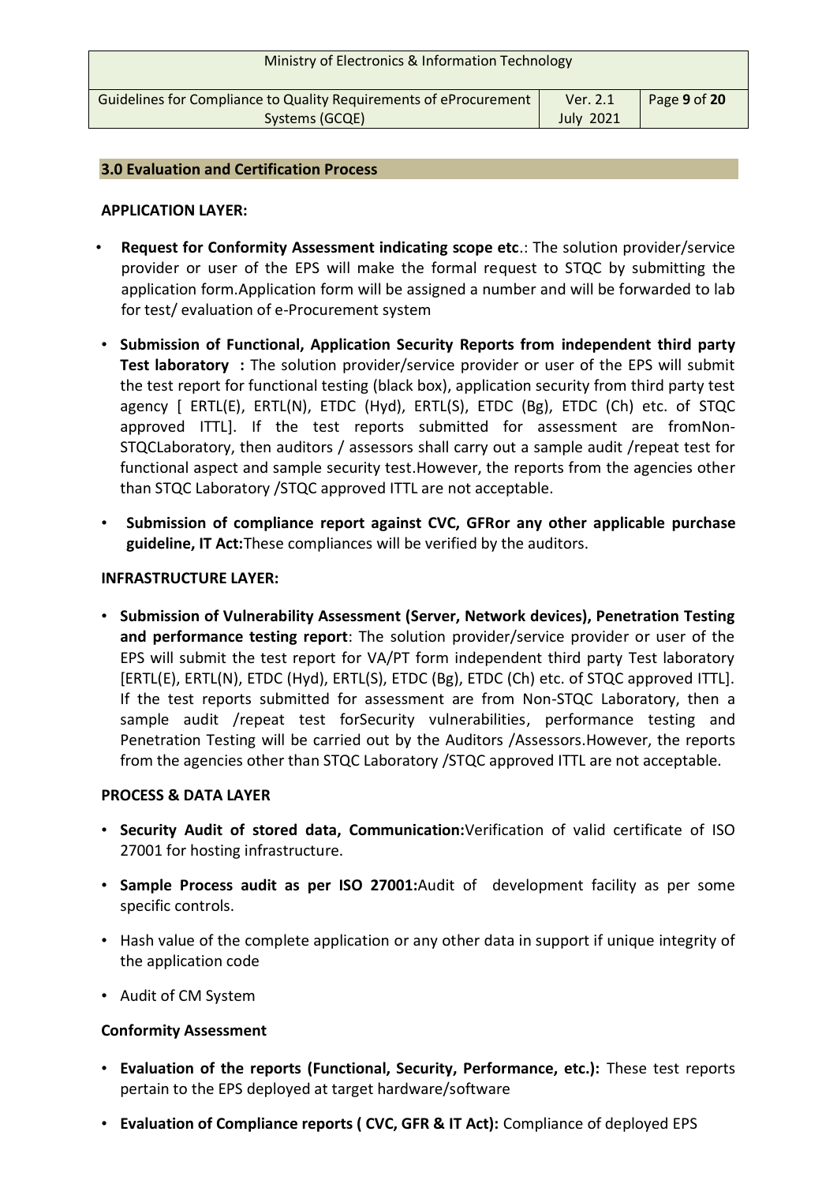## 3.0 Evaluation and Certification Process

**APPLICATION LAYER:**

- **Request for Conformity Assessment indicating scope etc**.: The solution provider/service provider or user of the EPS will make the formal request to STQC by submitting the application form.Application form will be assigned a number and will be forwarded to lab for test/ evaluation of e-Procurement system
- **Submission of Functional, Application Security Reports from independent third party Test laboratory :** The solution provider/service provider or user of the EPS will submit the test report for functional testing (black box), application security from third party test agency [ ERTL(E), ERTL(N), ETDC (Hyd), ERTL(S), ETDC (Bg), ETDC (Ch) etc. of STQC approved ITTL]. If the test reports submitted for assessment are fromNon-STQCLaboratory, then auditors / assessors shall carry out a sample audit /repeat test for functional aspect and sample security test.However, the reports from the agencies other than STQC Laboratory /STQC approved ITTL are not acceptable.
- **Submission of compliance report against CVC, GFRor any other applicable purchase guideline, IT Act:**These compliances will be verified by the auditors.

**INFRASTRUCTURE LAYER:**

- **Submission of Vulnerability Assessment (Server, Network devices), Penetration Testing and performance testing report**: The solution provider/service provider or user of the EPS will submit the test report for VA/PT form independent third party Test laboratory [ERTL(E), ERTL(N), ETDC (Hyd), ERTL(S), ETDC (Bg), ETDC (Ch) etc. of STQC approved ITTL]. If the test reports submitted for assessment are from Non-STQC Laboratory, then a sample audit /repeat test forSecurity vulnerabilities, performance testing and Penetration Testing will be carried out by the Auditors /Assessors.However, the reports from the agencies other than STQC Laboratory /STQC approved ITTL are not acceptable.

**PROCESS & DATA LAYER**

- **Security Audit of stored data, Communication:**Verification of valid certificate of ISO 27001 for hosting infrastructure.
- **Sample Process audit as per ISO 27001:**Audit of development facility as per some specific controls.
- Hash value of the complete application or any other data in support if unique integrity of the application code
- Audit of CM System

**Conformity Assessment**

- **Evaluation of the reports (Functional, Security, Performance, etc.):** These test reports pertain to the EPS deployed at target hardware/software
- **Evaluation of Compliance reports ( CVC, GFR & IT Act):** Compliance of deployed EPS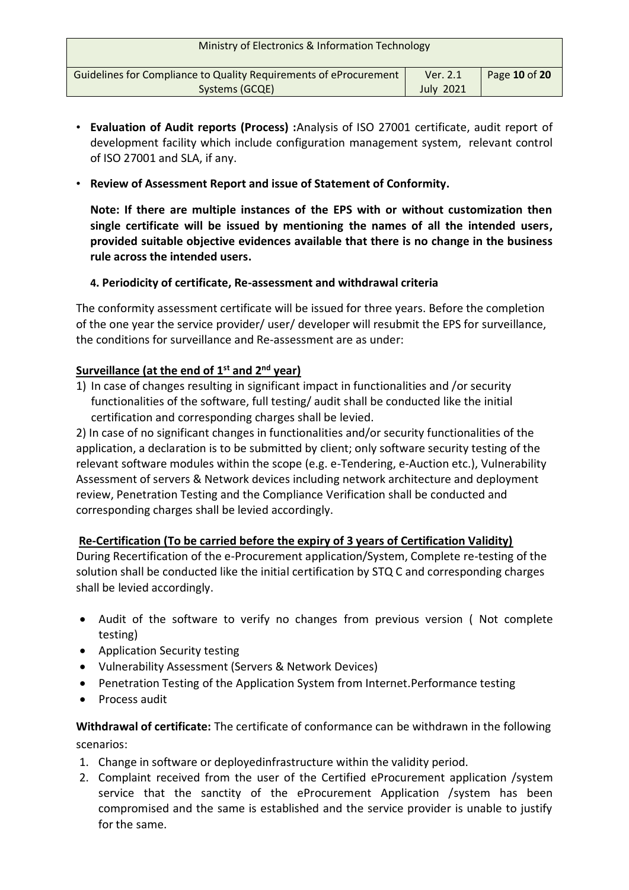- **Evaluation of Audit reports (Process) :**Analysis of ISO 27001 certificate, audit report of development facility which include configuration management system, relevant control of ISO 27001 and SLA, if any.
- **Review of Assessment Report and issue of Statement of Conformity.**

**Note: If there are multiple instances of the EPS with or without customization then single certificate will be issued by mentioning the names of all the intended users, provided suitable objective evidences available that there is no change in the business rule across the intended users.**

#### 4. Periodicity of certificate, Re-assessment and withdrawal criteria

The conformity assessment certificate will be issued for three years. Before the completion of the one year the service provider/ user/ developer will resubmit the EPS for surveillance, the conditions for surveillance and Re-assessment are as under:

**Surveillance (at the end of 1st and 2nd year)**

1) In case of changes resulting in significant impact in functionalities and /or security functionalities of the software, full testing/ audit shall be conducted like the initial certification and corresponding charges shall be levied.

2) In case of no significant changes in functionalities and/or security functionalities of the application, a declaration is to be submitted by client; only software security testing of the relevant software modules within the scope (e.g. e-Tendering, e-Auction etc.), Vulnerability Assessment of servers & Network devices including network architecture and deployment review, Penetration Testing and the Compliance Verification shall be conducted and corresponding charges shall be levied accordingly.

**Re-Certification (To be carried before the expiry of 3 years of Certification Validity)**

During Recertification of the e-Procurement application/System, Complete re-testing of the solution shall be conducted like the initial certification by STQ C and corresponding charges shall be levied accordingly.

- Audit of the software to verify no changes from previous version ( Not complete testing)
- Application Security testing
- Vulnerability Assessment (Servers & Network Devices)
- Penetration Testing of the Application System from Internet.Performance testing
- Process audit

**Withdrawal of certificate:** The certificate of conformance can be withdrawn in the following scenarios:

1. Change in software or deployedinfrastructure within the validity period.
2. Complaint received from the user of the Certified eProcurement application /system service that the sanctity of the eProcurement Application /system has been compromised and the same is established and the service provider is unable to justify for the same.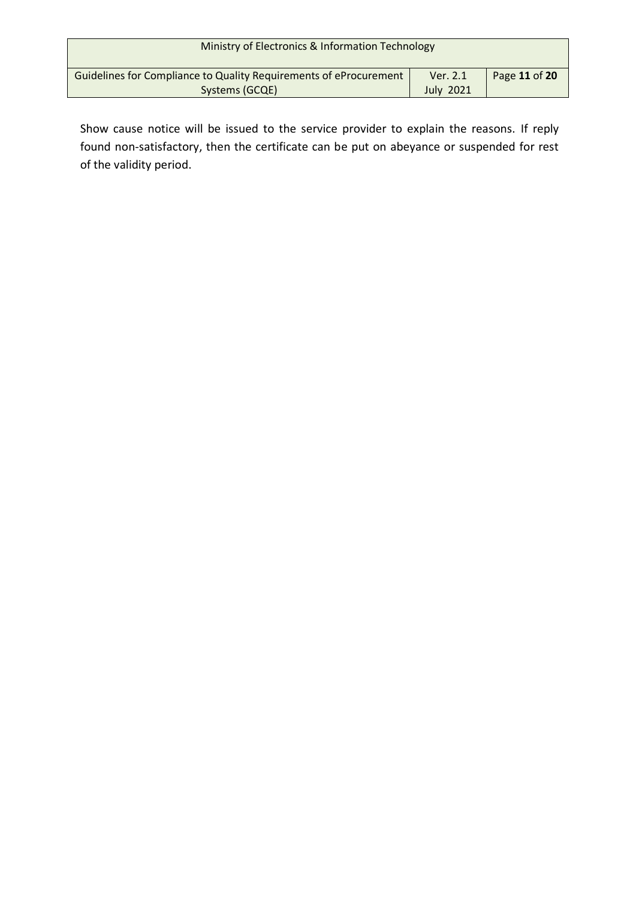Show cause notice will be issued to the service provider to explain the reasons. If reply found non-satisfactory, then the certificate can be put on abeyance or suspended for rest of the validity period.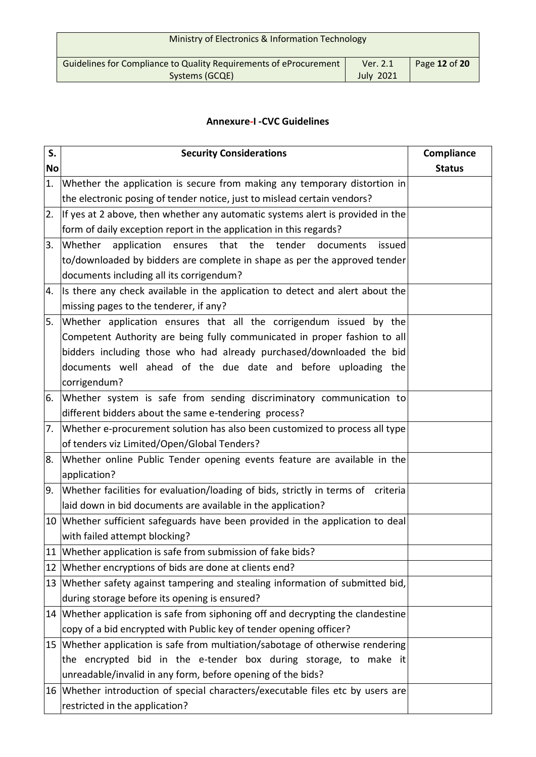## Annexure-I -CVC Guidelines

| S. No | Security Considerations | Compliance Status |
|---|---|---|
| 1. | Whether the application is secure from making any temporary distortion in the electronic posing of tender notice, just to mislead certain vendors? | |
| 2. | If yes at 2 above, then whether any automatic systems alert is provided in the form of daily exception report in the application in this regards? | |
| 3. | Whether application ensures that the tender documents issued to/downloaded by bidders are complete in shape as per the approved tender documents including all its corrigendum? | |
| 4. | Is there any check available in the application to detect and alert about the missing pages to the tenderer, if any? | |
| 5. | Whether application ensures that all the corrigendum issued by the Competent Authority are being fully communicated in proper fashion to all bidders including those who had already purchased/downloaded the bid documents well ahead of the due date and before uploading the corrigendum? | |
| 6. | Whether system is safe from sending discriminatory communication to different bidders about the same e-tendering process? | |
| 7. | Whether e-procurement solution has also been customized to process all type of tenders viz Limited/Open/Global Tenders? | |
| 8. | Whether online Public Tender opening events feature are available in the application? | |
| 9. | Whether facilities for evaluation/loading of bids, strictly in terms of criteria laid down in bid documents are available in the application? | |
| 10 | Whether sufficient safeguards have been provided in the application to deal with failed attempt blocking? | |
| 11 | Whether application is safe from submission of fake bids? | |
| 12 | Whether encryptions of bids are done at clients end? | |
| 13 | Whether safety against tampering and stealing information of submitted bid, during storage before its opening is ensured? | |
| 14 | Whether application is safe from siphoning off and decrypting the clandestine copy of a bid encrypted with Public key of tender opening officer? | |
| 15 | Whether application is safe from multiation/sabotage of otherwise rendering the encrypted bid in the e-tender box during storage, to make it unreadable/invalid in any form, before opening of the bids? | |
| 16 | Whether introduction of special characters/executable files etc by users are restricted in the application? | |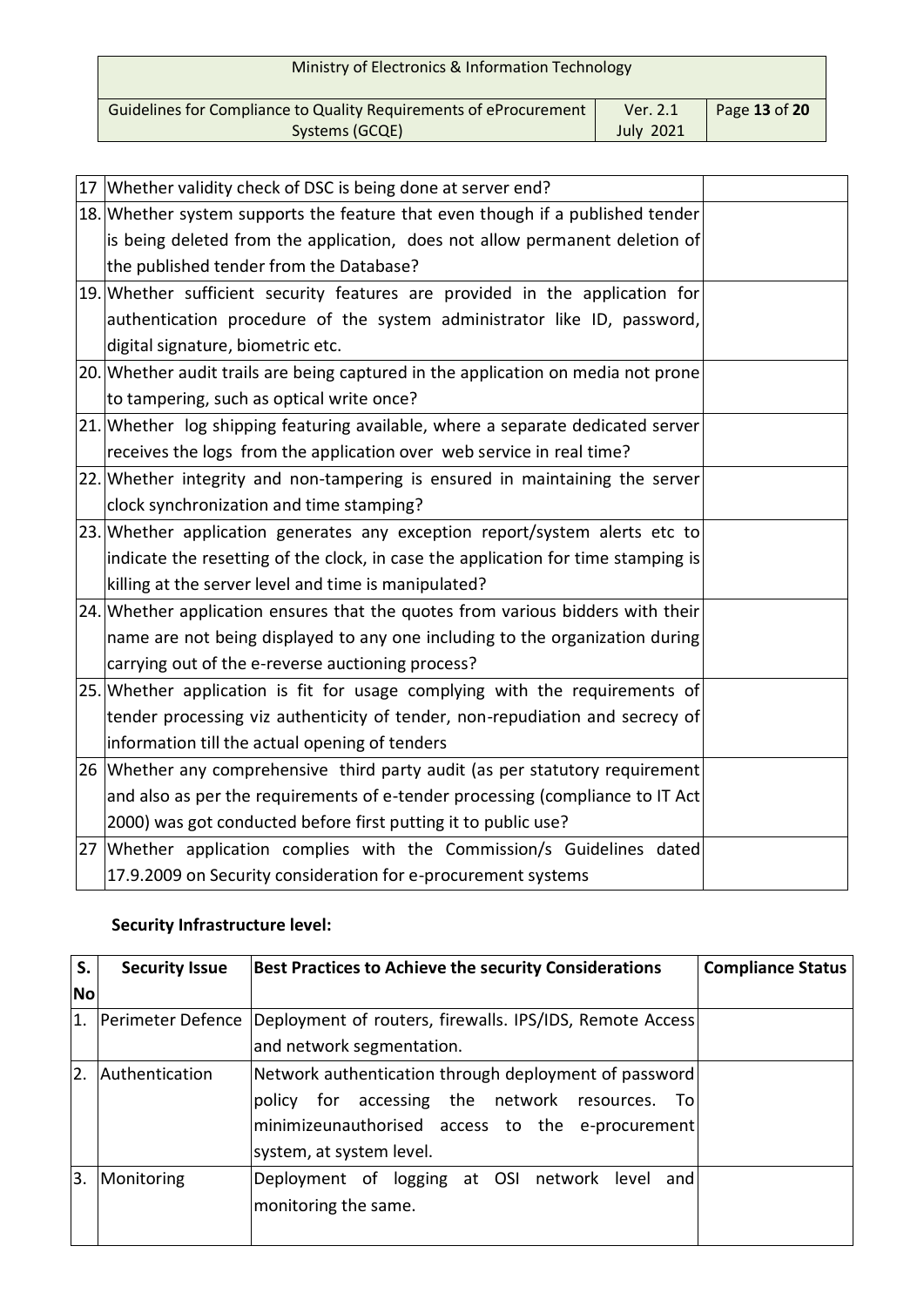| | | |
|---|---|---|
| 17 | Whether validity check of DSC is being done at server end? | |
| 18. | Whether system supports the feature that even though if a published tender is being deleted from the application, does not allow permanent deletion of the published tender from the Database? | |
| 19. | Whether sufficient security features are provided in the application for authentication procedure of the system administrator like ID, password, digital signature, biometric etc. | |
| 20. | Whether audit trails are being captured in the application on media not prone to tampering, such as optical write once? | |
| 21. | Whether log shipping featuring available, where a separate dedicated server receives the logs from the application over web service in real time? | |
| 22. | Whether integrity and non-tampering is ensured in maintaining the server clock synchronization and time stamping? | |
| 23. | Whether application generates any exception report/system alerts etc to indicate the resetting of the clock, in case the application for time stamping is killing at the server level and time is manipulated? | |
| 24. | Whether application ensures that the quotes from various bidders with their name are not being displayed to any one including to the organization during carrying out of the e-reverse auctioning process? | |
| 25. | Whether application is fit for usage complying with the requirements of tender processing viz authenticity of tender, non-repudiation and secrecy of information till the actual opening of tenders | |
| 26 | Whether any comprehensive third party audit (as per statutory requirement and also as per the requirements of e-tender processing (compliance to IT Act 2000) was got conducted before first putting it to public use? | |
| 27 | Whether application complies with the Commission/s Guidelines dated 17.9.2009 on Security consideration for e-procurement systems | |

**Security Infrastructure level:**

| S. No | Security Issue | Best Practices to Achieve the security Considerations | Compliance Status |
|---|---|---|---|
| 1. | Perimeter Defence | Deployment of routers, firewalls. IPS/IDS, Remote Access and network segmentation. | |
| 2. | Authentication | Network authentication through deployment of password policy for accessing the network resources. To minimizeunauthorised access to the e-procurement system, at system level. | |
| 3. | Monitoring | Deployment of logging at OSI network level and monitoring the same. | |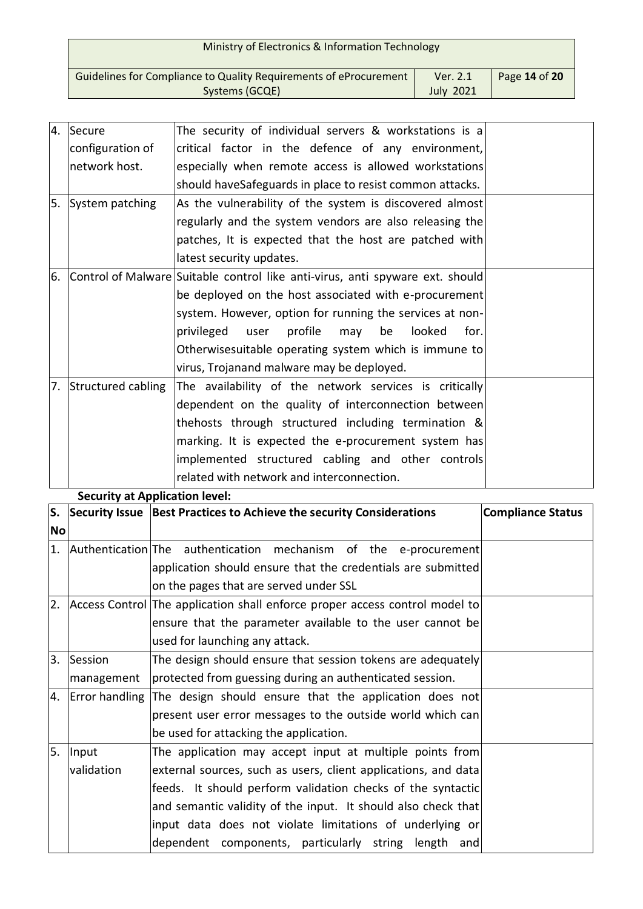| 4. | Secure configuration of network host. | The security of individual servers & workstations is a critical factor in the defence of any environment, especially when remote access is allowed workstations should haveSafeguards in place to resist common attacks. | |
|---|---|---|---|
| 5. | System patching | As the vulnerability of the system is discovered almost regularly and the system vendors are also releasing the patches, It is expected that the host are patched with latest security updates. | |
| 6. | Control of Malware | Suitable control like anti-virus, anti spyware ext. should be deployed on the host associated with e-procurement system. However, option for running the services at non-privileged user profile may be looked for. Otherwisesuitable operating system which is immune to virus, Trojanand malware may be deployed. | |
| 7. | Structured cabling | The availability of the network services is critically dependent on the quality of interconnection between thehosts through structured including termination & marking. It is expected the e-procurement system has implemented structured cabling and other controls related with network and interconnection. | |

**Security at Application level:**

| S. No | Security Issue | Best Practices to Achieve the security Considerations | Compliance Status |
|---|---|---|---|
| 1. | Authentication | The authentication mechanism of the e-procurement application should ensure that the credentials are submitted on the pages that are served under SSL | |
| 2. | Access Control | The application shall enforce proper access control model to ensure that the parameter available to the user cannot be used for launching any attack. | |
| 3. | Session management | The design should ensure that session tokens are adequately protected from guessing during an authenticated session. | |
| 4. | Error handling | The design should ensure that the application does not present user error messages to the outside world which can be used for attacking the application. | |
| 5. | Input validation | The application may accept input at multiple points from external sources, such as users, client applications, and data feeds. It should perform validation checks of the syntactic and semantic validity of the input. It should also check that input data does not violate limitations of underlying or dependent components, particularly string length and | |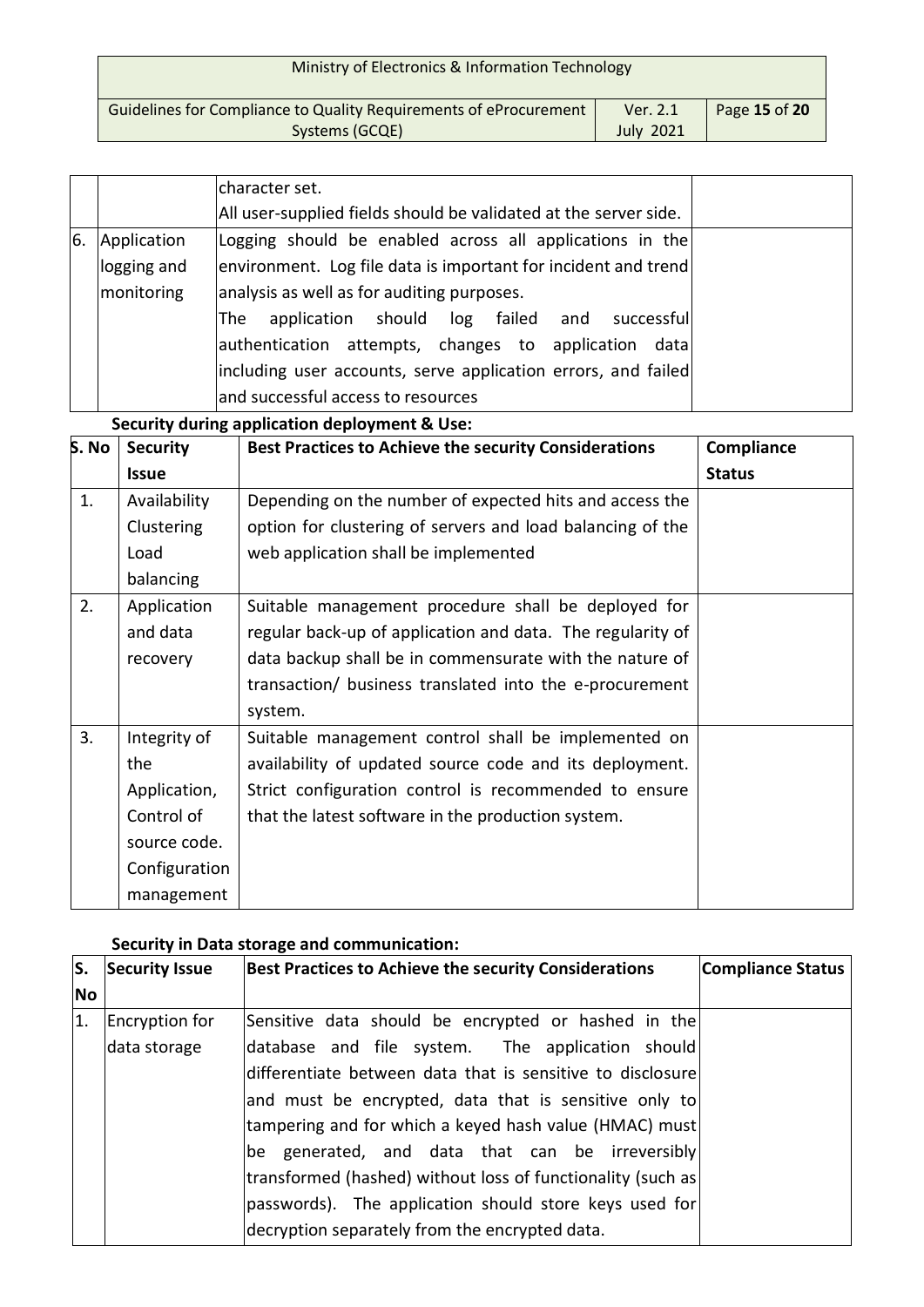| | | | |
|---|---|---|---|
| | | character set.<br>All user-supplied fields should be validated at the server side. | |
| 6. | Application logging and monitoring | Logging should be enabled across all applications in the environment. Log file data is important for incident and trend analysis as well as for auditing purposes.<br>The application should log failed and successful authentication attempts, changes to application data including user accounts, serve application errors, and failed and successful access to resources | |

**Security during application deployment & Use:**

| S. No | Security Issue | Best Practices to Achieve the security Considerations | Compliance Status |
|---|---|---|---|
| 1. | Availability Clustering Load balancing | Depending on the number of expected hits and access the option for clustering of servers and load balancing of the web application shall be implemented | |
| 2. | Application and data recovery | Suitable management procedure shall be deployed for regular back-up of application and data. The regularity of data backup shall be in commensurate with the nature of transaction/ business translated into the e-procurement system. | |
| 3. | Integrity of the Application, Control of source code. Configuration management | Suitable management control shall be implemented on availability of updated source code and its deployment. Strict configuration control is recommended to ensure that the latest software in the production system. | |

**Security in Data storage and communication:**

| S. No | Security Issue | Best Practices to Achieve the security Considerations | Compliance Status |
|---|---|---|---|
| 1. | Encryption for data storage | Sensitive data should be encrypted or hashed in the database and file system. The application should differentiate between data that is sensitive to disclosure and must be encrypted, data that is sensitive only to tampering and for which a keyed hash value (HMAC) must be generated, and data that can be irreversibly transformed (hashed) without loss of functionality (such as passwords). The application should store keys used for decryption separately from the encrypted data. | |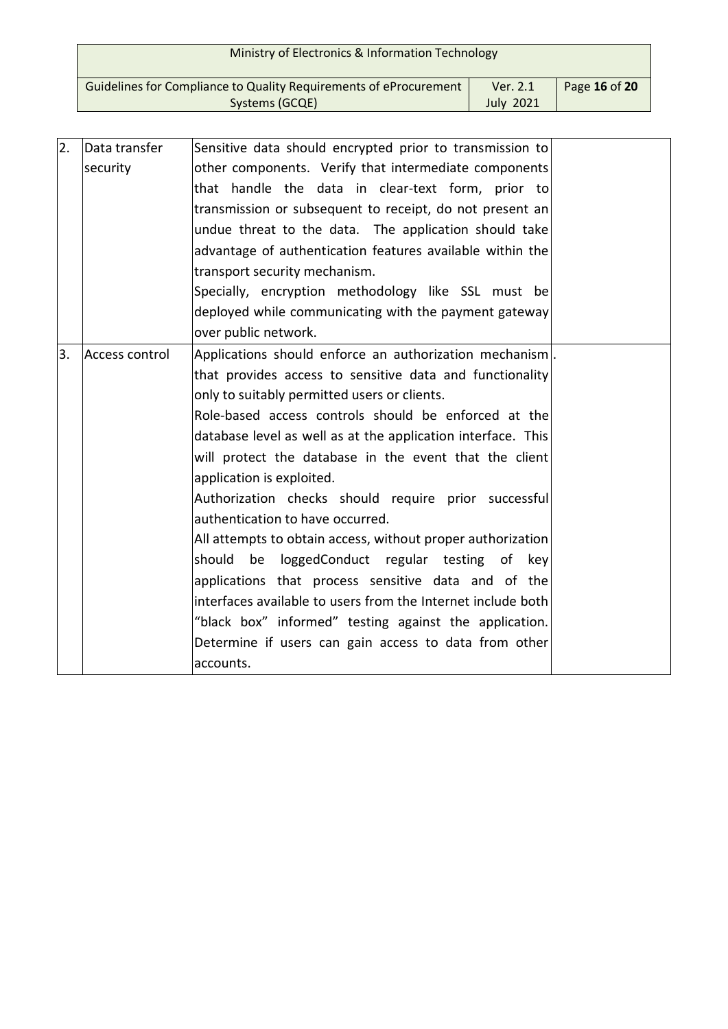| | | | |
|---|---|---|---|
| 2. | Data transfer security | Sensitive data should encrypted prior to transmission to other components. Verify that intermediate components that handle the data in clear-text form, prior to transmission or subsequent to receipt, do not present an undue threat to the data. The application should take advantage of authentication features available within the transport security mechanism.<br>Specially, encryption methodology like SSL must be deployed while communicating with the payment gateway over public network. | |
| 3. | Access control | Applications should enforce an authorization mechanism that provides access to sensitive data and functionality only to suitably permitted users or clients.<br>Role-based access controls should be enforced at the database level as well as at the application interface. This will protect the database in the event that the client application is exploited.<br>Authorization checks should require prior successful authentication to have occurred.<br>All attempts to obtain access, without proper authorization should be loggedConduct regular testing of key applications that process sensitive data and of the interfaces available to users from the Internet include both "black box" informed" testing against the application. Determine if users can gain access to data from other accounts. | . |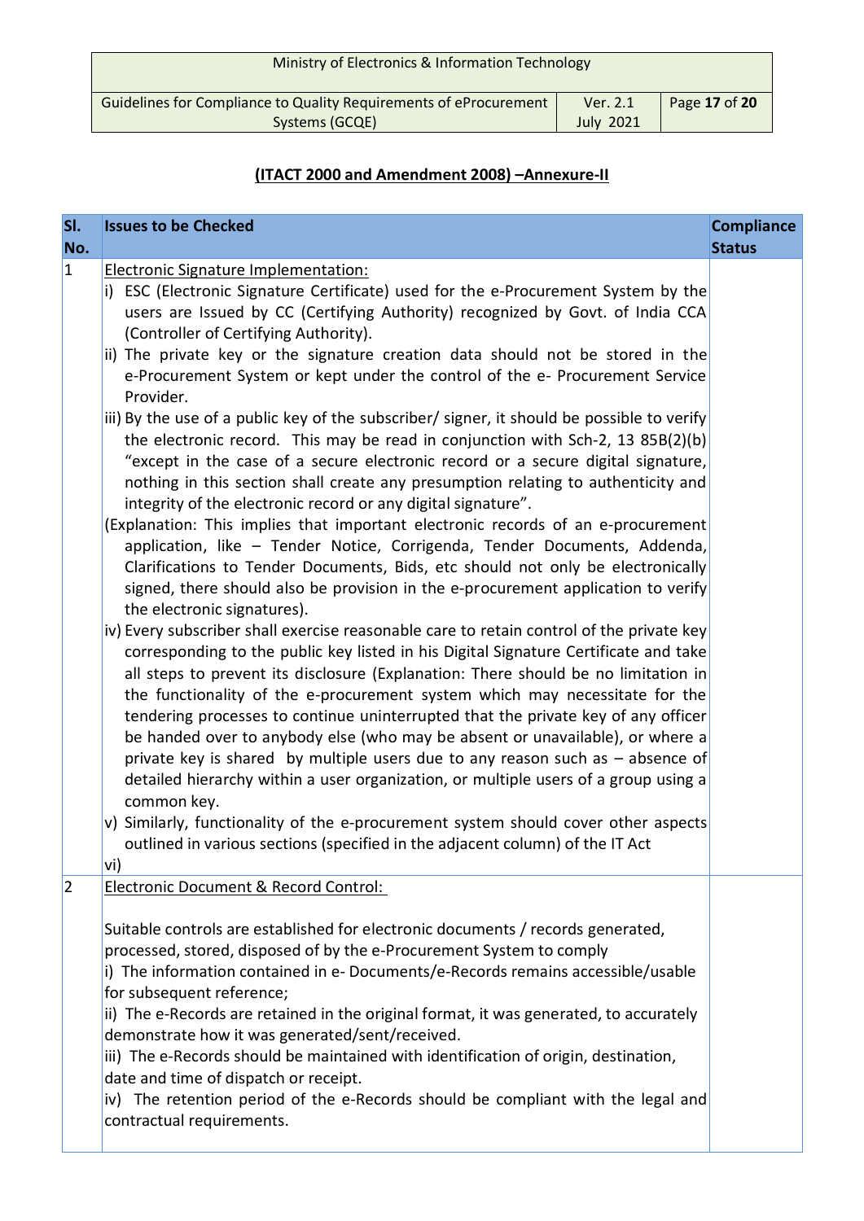## (ITACT 2000 and Amendment 2008) –Annexure-II

| Sl. No. | Issues to be Checked | Compliance Status |
|---|---|---|
| 1 | Electronic Signature Implementation:<br>i) ESC (Electronic Signature Certificate) used for the e-Procurement System by the users are Issued by CC (Certifying Authority) recognized by Govt. of India CCA (Controller of Certifying Authority).<br>ii) The private key or the signature creation data should not be stored in the e-Procurement System or kept under the control of the e- Procurement Service Provider.<br>iii) By the use of a public key of the subscriber/ signer, it should be possible to verify the electronic record. This may be read in conjunction with Sch-2, 13 85B(2)(b) "except in the case of a secure electronic record or a secure digital signature, nothing in this section shall create any presumption relating to authenticity and integrity of the electronic record or any digital signature".<br>(Explanation: This implies that important electronic records of an e-procurement application, like – Tender Notice, Corrigenda, Tender Documents, Addenda, Clarifications to Tender Documents, Bids, etc should not only be electronically signed, there should also be provision in the e-procurement application to verify the electronic signatures).<br>iv) Every subscriber shall exercise reasonable care to retain control of the private key corresponding to the public key listed in his Digital Signature Certificate and take all steps to prevent its disclosure (Explanation: There should be no limitation in the functionality of the e-procurement system which may necessitate for the tendering processes to continue uninterrupted that the private key of any officer be handed over to anybody else (who may be absent or unavailable), or where a private key is shared by multiple users due to any reason such as – absence of detailed hierarchy within a user organization, or multiple users of a group using a common key.<br>v) Similarly, functionality of the e-procurement system should cover other aspects outlined in various sections (specified in the adjacent column) of the IT Act<br>vi) | |
| 2 | Electronic Document & Record Control:<br><br>Suitable controls are established for electronic documents / records generated, processed, stored, disposed of by the e-Procurement System to comply<br>i) The information contained in e- Documents/e-Records remains accessible/usable for subsequent reference;<br>ii) The e-Records are retained in the original format, it was generated, to accurately demonstrate how it was generated/sent/received.<br>iii) The e-Records should be maintained with identification of origin, destination, date and time of dispatch or receipt.<br>iv) The retention period of the e-Records should be compliant with the legal and contractual requirements. | |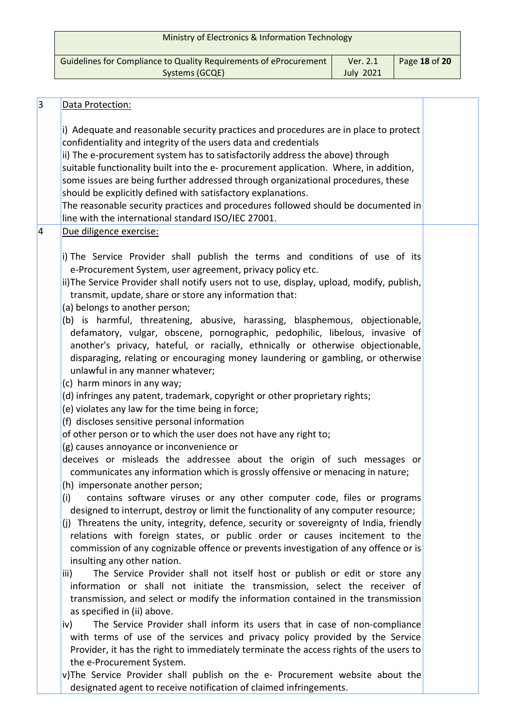| 3 | <u>Data Protection:</u><br><br>i) Adequate and reasonable security practices and procedures are in place to protect confidentiality and integrity of the users data and credentials<br>ii) The e-procurement system has to satisfactorily address the above) through suitable functionality built into the e- procurement application. Where, in addition, some issues are being further addressed through organizational procedures, these should be explicitly defined with satisfactory explanations.<br>The reasonable security practices and procedures followed should be documented in line with the international standard ISO/IEC 27001. | |
|---|---|---|
| 4 | <u>Due diligence exercise:</u><br><br>i) The Service Provider shall publish the terms and conditions of use of its e-Procurement System, user agreement, privacy policy etc.<br>ii)The Service Provider shall notify users not to use, display, upload, modify, publish, transmit, update, share or store any information that:<br>(a) belongs to another person;<br>(b) is harmful, threatening, abusive, harassing, blasphemous, objectionable, defamatory, vulgar, obscene, pornographic, pedophilic, libelous, invasive of another's privacy, hateful, or racially, ethnically or otherwise objectionable, disparaging, relating or encouraging money laundering or gambling, or otherwise unlawful in any manner whatever;<br>(c) harm minors in any way;<br>(d) infringes any patent, trademark, copyright or other proprietary rights;<br>(e) violates any law for the time being in force;<br>(f) discloses sensitive personal information<br>of other person or to which the user does not have any right to;<br>(g) causes annoyance or inconvenience or<br>deceives or misleads the addressee about the origin of such messages or communicates any information which is grossly offensive or menacing in nature;<br>(h) impersonate another person;<br>(i) contains software viruses or any other computer code, files or programs designed to interrupt, destroy or limit the functionality of any computer resource;<br>(j) Threatens the unity, integrity, defence, security or sovereignty of India, friendly relations with foreign states, or public order or causes incitement to the commission of any cognizable offence or prevents investigation of any offence or is insulting any other nation.<br>iii) The Service Provider shall not itself host or publish or edit or store any information or shall not initiate the transmission, select the receiver of transmission, and select or modify the information contained in the transmission as specified in (ii) above.<br>iv) The Service Provider shall inform its users that in case of non-compliance with terms of use of the services and privacy policy provided by the Service Provider, it has the right to immediately terminate the access rights of the users to the e-Procurement System.<br>v)The Service Provider shall publish on the e- Procurement website about the designated agent to receive notification of claimed infringements. | |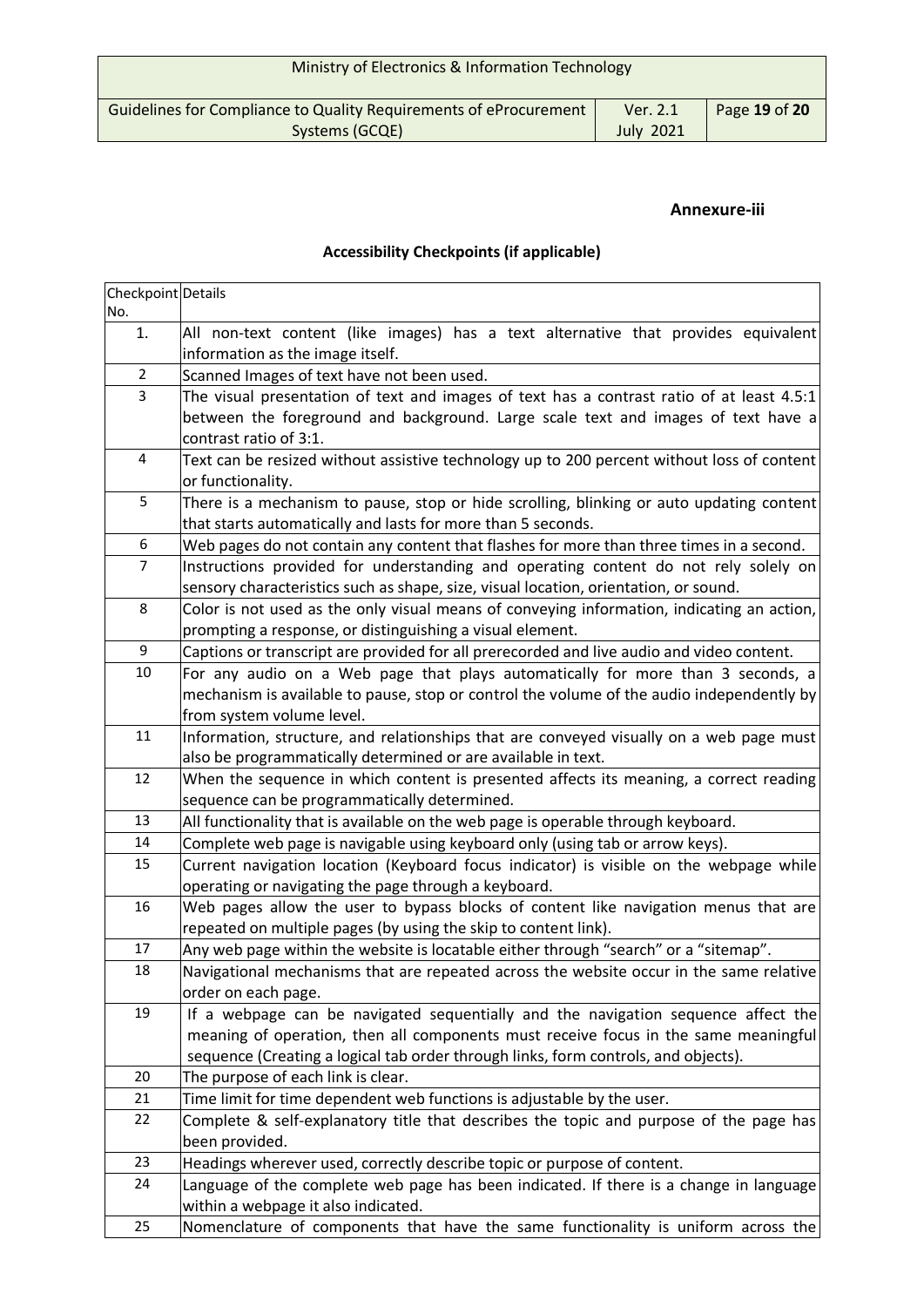**Annexure-iii**

**Accessibility Checkpoints (if applicable)**

| Checkpoint No. | Details |
|---|---|
| 1. | All non-text content (like images) has a text alternative that provides equivalent information as the image itself. |
| 2 | Scanned Images of text have not been used. |
| 3 | The visual presentation of text and images of text has a contrast ratio of at least 4.5:1 between the foreground and background. Large scale text and images of text have a contrast ratio of 3:1. |
| 4 | Text can be resized without assistive technology up to 200 percent without loss of content or functionality. |
| 5 | There is a mechanism to pause, stop or hide scrolling, blinking or auto updating content that starts automatically and lasts for more than 5 seconds. |
| 6 | Web pages do not contain any content that flashes for more than three times in a second. |
| 7 | Instructions provided for understanding and operating content do not rely solely on sensory characteristics such as shape, size, visual location, orientation, or sound. |
| 8 | Color is not used as the only visual means of conveying information, indicating an action, prompting a response, or distinguishing a visual element. |
| 9 | Captions or transcript are provided for all prerecorded and live audio and video content. |
| 10 | For any audio on a Web page that plays automatically for more than 3 seconds, a mechanism is available to pause, stop or control the volume of the audio independently by from system volume level. |
| 11 | Information, structure, and relationships that are conveyed visually on a web page must also be programmatically determined or are available in text. |
| 12 | When the sequence in which content is presented affects its meaning, a correct reading sequence can be programmatically determined. |
| 13 | All functionality that is available on the web page is operable through keyboard. |
| 14 | Complete web page is navigable using keyboard only (using tab or arrow keys). |
| 15 | Current navigation location (Keyboard focus indicator) is visible on the webpage while operating or navigating the page through a keyboard. |
| 16 | Web pages allow the user to bypass blocks of content like navigation menus that are repeated on multiple pages (by using the skip to content link). |
| 17 | Any web page within the website is locatable either through "search" or a "sitemap". |
| 18 | Navigational mechanisms that are repeated across the website occur in the same relative order on each page. |
| 19 | If a webpage can be navigated sequentially and the navigation sequence affect the meaning of operation, then all components must receive focus in the same meaningful sequence (Creating a logical tab order through links, form controls, and objects). |
| 20 | The purpose of each link is clear. |
| 21 | Time limit for time dependent web functions is adjustable by the user. |
| 22 | Complete & self-explanatory title that describes the topic and purpose of the page has been provided. |
| 23 | Headings wherever used, correctly describe topic or purpose of content. |
| 24 | Language of the complete web page has been indicated. If there is a change in language within a webpage it also indicated. |
| 25 | Nomenclature of components that have the same functionality is uniform across the |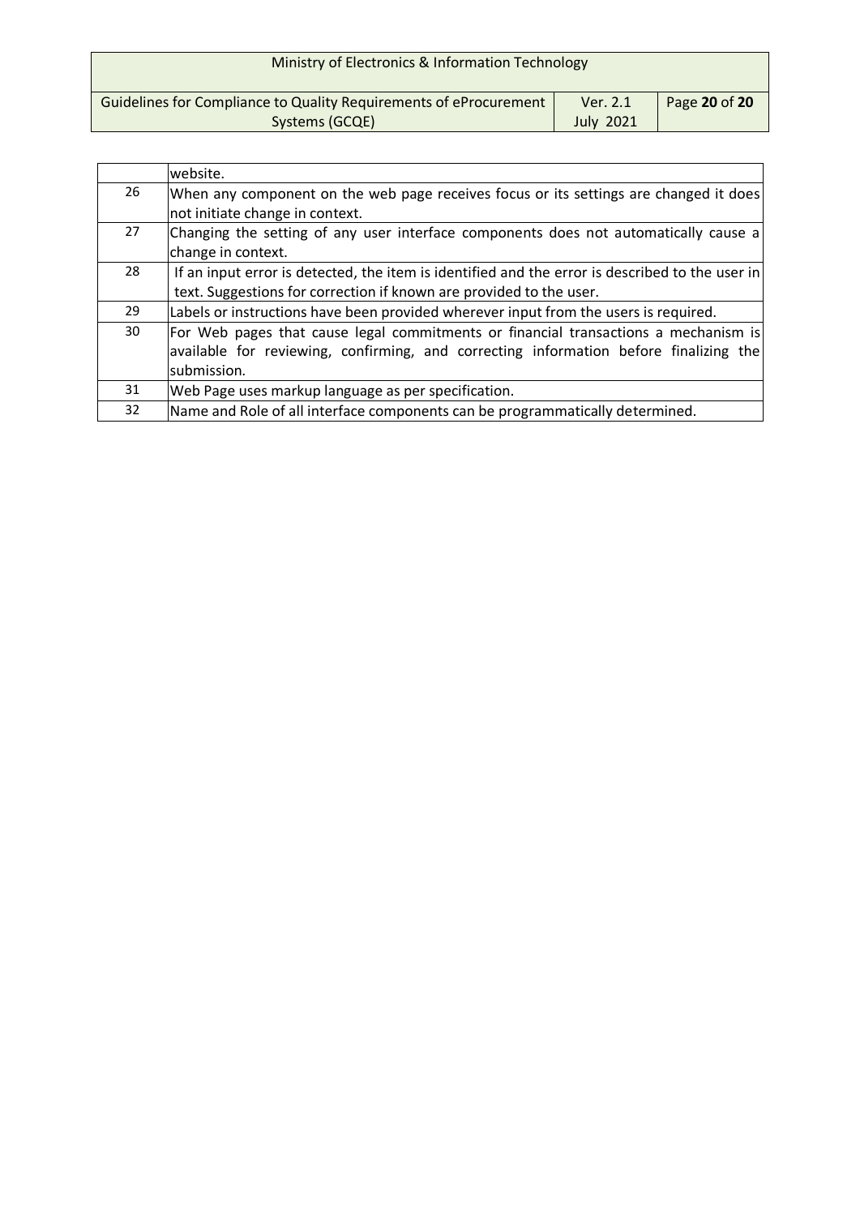| | |
|---|---|
| | website. |
| 26 | When any component on the web page receives focus or its settings are changed it does not initiate change in context. |
| 27 | Changing the setting of any user interface components does not automatically cause a change in context. |
| 28 | If an input error is detected, the item is identified and the error is described to the user in text. Suggestions for correction if known are provided to the user. |
| 29 | Labels or instructions have been provided wherever input from the users is required. |
| 30 | For Web pages that cause legal commitments or financial transactions a mechanism is available for reviewing, confirming, and correcting information before finalizing the submission. |
| 31 | Web Page uses markup language as per specification. |
| 32 | Name and Role of all interface components can be programmatically determined. |